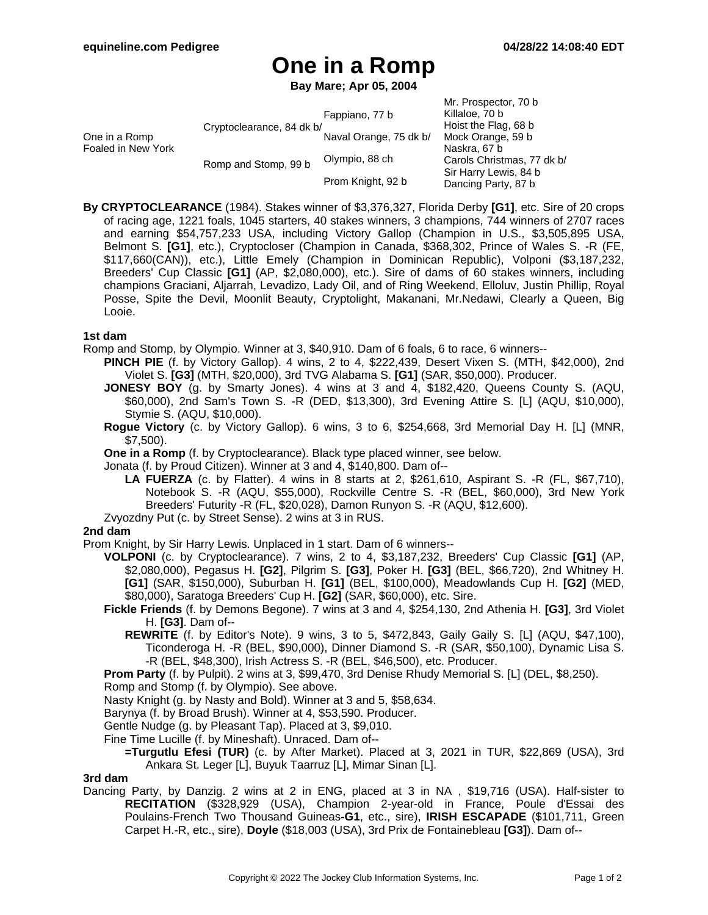# One in a Romp

**Bay Mare; Apr 05, 2004**

| | | | |
|---|---|---|---|
| One in a Romp Foaled in New York | Cryptoclearance, 84 dk b/ | Fappiano, 77 b | Mr. Prospector, 70 b |
| | | | Killaloe, 70 b |
| | | Naval Orange, 75 dk b/ | Hoist the Flag, 68 b |
| | | | Mock Orange, 59 b |
| | Romp and Stomp, 99 b | Olympio, 88 ch | Naskra, 67 b |
| | | | Carols Christmas, 77 dk b/ |
| | | Prom Knight, 92 b | Sir Harry Lewis, 84 b |
| | | | Dancing Party, 87 b |

**By CRYPTOCLEARANCE** (1984). Stakes winner of $3,376,327, Florida Derby **[G1]**, etc. Sire of 20 crops of racing age, 1221 foals, 1045 starters, 40 stakes winners, 3 champions, 744 winners of 2707 races and earning $54,757,233 USA, including Victory Gallop (Champion in U.S., $3,505,895 USA, Belmont S. **[G1]**, etc.), Cryptocloser (Champion in Canada, $368,302, Prince of Wales S. -R (FE, $117,660(CAN)), etc.), Little Emely (Champion in Dominican Republic), Volponi ($3,187,232, Breeders' Cup Classic **[G1]** (AP, $2,080,000), etc.). Sire of dams of 60 stakes winners, including champions Graciani, Aljarrah, Levadizo, Lady Oil, and of Ring Weekend, Elloluv, Justin Phillip, Royal Posse, Spite the Devil, Moonlit Beauty, Cryptolight, Makanani, Mr.Nedawi, Clearly a Queen, Big Looie.

### 1st dam

Romp and Stomp, by Olympio. Winner at 3, $40,910. Dam of 6 foals, 6 to race, 6 winners--

- **PINCH PIE** (f. by Victory Gallop). 4 wins, 2 to 4, $222,439, Desert Vixen S. (MTH, $42,000), 2nd Violet S. **[G3]** (MTH, $20,000), 3rd TVG Alabama S. **[G1]** (SAR, $50,000). Producer.
- **JONESY BOY** (g. by Smarty Jones). 4 wins at 3 and 4, $182,420, Queens County S. (AQU, $60,000), 2nd Sam's Town S. -R (DED, $13,300), 3rd Evening Attire S. [L] (AQU, $10,000), Stymie S. (AQU, $10,000).
- **Rogue Victory** (c. by Victory Gallop). 6 wins, 3 to 6, $254,668, 3rd Memorial Day H. [L] (MNR, $7,500).
- **One in a Romp** (f. by Cryptoclearance). Black type placed winner, see below.
- Jonata (f. by Proud Citizen). Winner at 3 and 4, $140,800. Dam of--
  - **LA FUERZA** (c. by Flatter). 4 wins in 8 starts at 2, $261,610, Aspirant S. -R (FL, $67,710), Notebook S. -R (AQU, $55,000), Rockville Centre S. -R (BEL, $60,000), 3rd New York Breeders' Futurity -R (FL, $20,028), Damon Runyon S. -R (AQU, $12,600).
- Zvyozdny Put (c. by Street Sense). 2 wins at 3 in RUS.

### 2nd dam

Prom Knight, by Sir Harry Lewis. Unplaced in 1 start. Dam of 6 winners--

- **VOLPONI** (c. by Cryptoclearance). 7 wins, 2 to 4, $3,187,232, Breeders' Cup Classic **[G1]** (AP, $2,080,000), Pegasus H. **[G2]**, Pilgrim S. **[G3]**, Poker H. **[G3]** (BEL, $66,720), 2nd Whitney H. **[G1]** (SAR, $150,000), Suburban H. **[G1]** (BEL, $100,000), Meadowlands Cup H. **[G2]** (MED, $80,000), Saratoga Breeders' Cup H. **[G2]** (SAR, $60,000), etc. Sire.
- **Fickle Friends** (f. by Demons Begone). 7 wins at 3 and 4, $254,130, 2nd Athenia H. **[G3]**, 3rd Violet H. **[G3]**. Dam of--
  - **REWRITE** (f. by Editor's Note). 9 wins, 3 to 5, $472,843, Gaily Gaily S. [L] (AQU, $47,100), Ticonderoga H. -R (BEL, $90,000), Dinner Diamond S. -R (SAR, $50,100), Dynamic Lisa S. -R (BEL, $48,300), Irish Actress S. -R (BEL, $46,500), etc. Producer.
- **Prom Party** (f. by Pulpit). 2 wins at 3, $99,470, 3rd Denise Rhudy Memorial S. [L] (DEL, $8,250).
- Romp and Stomp (f. by Olympio). See above.
- Nasty Knight (g. by Nasty and Bold). Winner at 3 and 5, $58,634.
- Barynya (f. by Broad Brush). Winner at 4, $53,590. Producer.
- Gentle Nudge (g. by Pleasant Tap). Placed at 3, $9,010.
- Fine Time Lucille (f. by Mineshaft). Unraced. Dam of--
  - **=Turgutlu Efesi (TUR)** (c. by After Market). Placed at 3, 2021 in TUR, $22,869 (USA), 3rd Ankara St. Leger [L], Buyuk Taarruz [L], Mimar Sinan [L].

### 3rd dam

Dancing Party, by Danzig. 2 wins at 2 in ENG, placed at 3 in NA , $19,716 (USA). Half-sister to **RECITATION** ($328,929 (USA), Champion 2-year-old in France, Poule d'Essai des Poulains-French Two Thousand Guineas**-G1**, etc., sire), **IRISH ESCAPADE** ($101,711, Green Carpet H.-R, etc., sire), **Doyle** ($18,003 (USA), 3rd Prix de Fontainebleau **[G3]**). Dam of--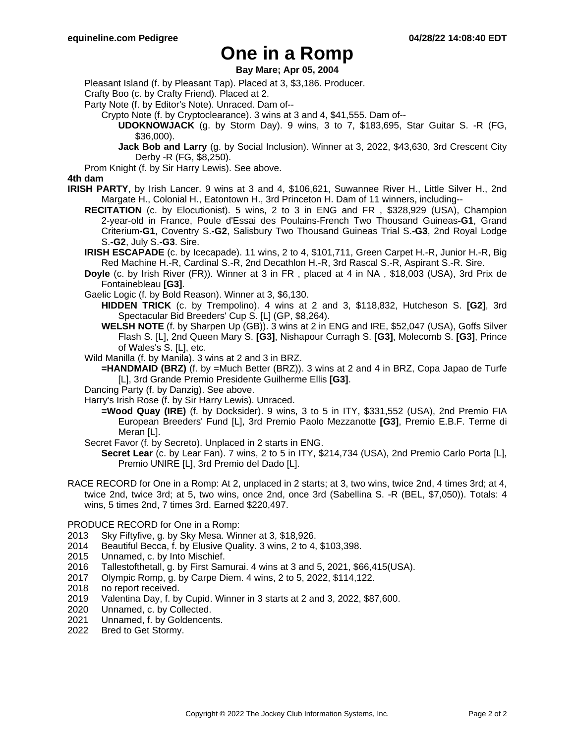# One in a Romp

**Bay Mare; Apr 05, 2004**

Pleasant Island (f. by Pleasant Tap). Placed at 3, $3,186. Producer.

Crafty Boo (c. by Crafty Friend). Placed at 2.

Party Note (f. by Editor's Note). Unraced. Dam of--

Crypto Note (f. by Cryptoclearance). 3 wins at 3 and 4, $41,555. Dam of--

**UDOKNOWJACK** (g. by Storm Day). 9 wins, 3 to 7, $183,695, Star Guitar S. -R (FG, $36,000).

**Jack Bob and Larry** (g. by Social Inclusion). Winner at 3, 2022, $43,630, 3rd Crescent City Derby -R (FG, $8,250).

Prom Knight (f. by Sir Harry Lewis). See above.

**4th dam**

**IRISH PARTY**, by Irish Lancer. 9 wins at 3 and 4, $106,621, Suwannee River H., Little Silver H., 2nd Margate H., Colonial H., Eatontown H., 3rd Princeton H. Dam of 11 winners, including--

**RECITATION** (c. by Elocutionist). 5 wins, 2 to 3 in ENG and FR , $328,929 (USA), Champion 2-year-old in France, Poule d'Essai des Poulains-French Two Thousand Guineas**-G1**, Grand Criterium**-G1**, Coventry S.**-G2**, Salisbury Two Thousand Guineas Trial S.**-G3**, 2nd Royal Lodge S.**-G2**, July S.**-G3**. Sire.

**IRISH ESCAPADE** (c. by Icecapade). 11 wins, 2 to 4, $101,711, Green Carpet H.-R, Junior H.-R, Big Red Machine H.-R, Cardinal S.-R, 2nd Decathlon H.-R, 3rd Rascal S.-R, Aspirant S.-R. Sire.

**Doyle** (c. by Irish River (FR)). Winner at 3 in FR , placed at 4 in NA , $18,003 (USA), 3rd Prix de Fontainebleau **[G3]**.

Gaelic Logic (f. by Bold Reason). Winner at 3, $6,130.

**HIDDEN TRICK** (c. by Trempolino). 4 wins at 2 and 3, $118,832, Hutcheson S. **[G2]**, 3rd Spectacular Bid Breeders' Cup S. [L] (GP, $8,264).

**WELSH NOTE** (f. by Sharpen Up (GB)). 3 wins at 2 in ENG and IRE, $52,047 (USA), Goffs Silver Flash S. [L], 2nd Queen Mary S. **[G3]**, Nishapour Curragh S. **[G3]**, Molecomb S. **[G3]**, Prince of Wales's S. [L], etc.

Wild Manilla (f. by Manila). 3 wins at 2 and 3 in BRZ.

**=HANDMAID (BRZ)** (f. by =Much Better (BRZ)). 3 wins at 2 and 4 in BRZ, Copa Japao de Turfe [L], 3rd Grande Premio Presidente Guilherme Ellis **[G3]**.

Dancing Party (f. by Danzig). See above.

Harry's Irish Rose (f. by Sir Harry Lewis). Unraced.

**=Wood Quay (IRE)** (f. by Docksider). 9 wins, 3 to 5 in ITY, $331,552 (USA), 2nd Premio FIA European Breeders' Fund [L], 3rd Premio Paolo Mezzanotte **[G3]**, Premio E.B.F. Terme di Meran [L].

Secret Favor (f. by Secreto). Unplaced in 2 starts in ENG.

**Secret Lear** (c. by Lear Fan). 7 wins, 2 to 5 in ITY, $214,734 (USA), 2nd Premio Carlo Porta [L], Premio UNIRE [L], 3rd Premio del Dado [L].

RACE RECORD for One in a Romp: At 2, unplaced in 2 starts; at 3, two wins, twice 2nd, 4 times 3rd; at 4, twice 2nd, twice 3rd; at 5, two wins, once 2nd, once 3rd (Sabellina S. -R (BEL, $7,050)). Totals: 4 wins, 5 times 2nd, 7 times 3rd. Earned $220,497.

PRODUCE RECORD for One in a Romp:

2013 Sky Fiftyfive, g. by Sky Mesa. Winner at 3, $18,926.
2014 Beautiful Becca, f. by Elusive Quality. 3 wins, 2 to 4, $103,398.
2015 Unnamed, c. by Into Mischief.
2016 Tallestofthetall, g. by First Samurai. 4 wins at 3 and 5, 2021, $66,415(USA).
2017 Olympic Romp, g. by Carpe Diem. 4 wins, 2 to 5, 2022, $114,122.
2018 no report received.
2019 Valentina Day, f. by Cupid. Winner in 3 starts at 2 and 3, 2022, $87,600.
2020 Unnamed, c. by Collected.
2021 Unnamed, f. by Goldencents.
2022 Bred to Get Stormy.